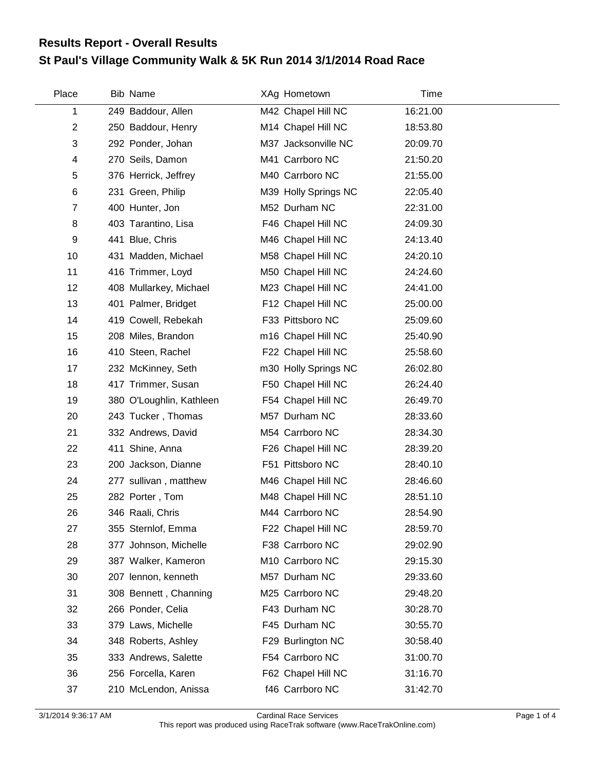# Results Report - Overall Results

## St Paul's Village Community Walk & 5K Run 2014 3/1/2014 Road Race

| Place | Bib | Name | XAg | Hometown | Time |
|---|---|---|---|---|---|
| 1 | 249 | Baddour, Allen | M42 | Chapel Hill NC | 16:21.00 |
| 2 | 250 | Baddour, Henry | M14 | Chapel Hill NC | 18:53.80 |
| 3 | 292 | Ponder, Johan | M37 | Jacksonville NC | 20:09.70 |
| 4 | 270 | Seils, Damon | M41 | Carrboro NC | 21:50.20 |
| 5 | 376 | Herrick, Jeffrey | M40 | Carrboro NC | 21:55.00 |
| 6 | 231 | Green, Philip | M39 | Holly Springs NC | 22:05.40 |
| 7 | 400 | Hunter, Jon | M52 | Durham NC | 22:31.00 |
| 8 | 403 | Tarantino, Lisa | F46 | Chapel Hill NC | 24:09.30 |
| 9 | 441 | Blue, Chris | M46 | Chapel Hill NC | 24:13.40 |
| 10 | 431 | Madden, Michael | M58 | Chapel Hill NC | 24:20.10 |
| 11 | 416 | Trimmer, Loyd | M50 | Chapel Hill NC | 24:24.60 |
| 12 | 408 | Mullarkey, Michael | M23 | Chapel Hill NC | 24:41.00 |
| 13 | 401 | Palmer, Bridget | F12 | Chapel Hill NC | 25:00.00 |
| 14 | 419 | Cowell, Rebekah | F33 | Pittsboro NC | 25:09.60 |
| 15 | 208 | Miles, Brandon | m16 | Chapel Hill NC | 25:40.90 |
| 16 | 410 | Steen, Rachel | F22 | Chapel Hill NC | 25:58.60 |
| 17 | 232 | McKinney, Seth | m30 | Holly Springs NC | 26:02.80 |
| 18 | 417 | Trimmer, Susan | F50 | Chapel Hill NC | 26:24.40 |
| 19 | 380 | O'Loughlin, Kathleen | F54 | Chapel Hill NC | 26:49.70 |
| 20 | 243 | Tucker , Thomas | M57 | Durham NC | 28:33.60 |
| 21 | 332 | Andrews, David | M54 | Carrboro NC | 28:34.30 |
| 22 | 411 | Shine, Anna | F26 | Chapel Hill NC | 28:39.20 |
| 23 | 200 | Jackson, Dianne | F51 | Pittsboro NC | 28:40.10 |
| 24 | 277 | sullivan , matthew | M46 | Chapel Hill NC | 28:46.60 |
| 25 | 282 | Porter , Tom | M48 | Chapel Hill NC | 28:51.10 |
| 26 | 346 | Raali, Chris | M44 | Carrboro NC | 28:54.90 |
| 27 | 355 | Sternlof, Emma | F22 | Chapel Hill NC | 28:59.70 |
| 28 | 377 | Johnson, Michelle | F38 | Carrboro NC | 29:02.90 |
| 29 | 387 | Walker, Kameron | M10 | Carrboro NC | 29:15.30 |
| 30 | 207 | lennon, kenneth | M57 | Durham NC | 29:33.60 |
| 31 | 308 | Bennett , Channing | M25 | Carrboro NC | 29:48.20 |
| 32 | 266 | Ponder, Celia | F43 | Durham NC | 30:28.70 |
| 33 | 379 | Laws, Michelle | F45 | Durham NC | 30:55.70 |
| 34 | 348 | Roberts, Ashley | F29 | Burlington NC | 30:58.40 |
| 35 | 333 | Andrews, Salette | F54 | Carrboro NC | 31:00.70 |
| 36 | 256 | Forcella, Karen | F62 | Chapel Hill NC | 31:16.70 |
| 37 | 210 | McLendon, Anissa | f46 | Carrboro NC | 31:42.70 |

3/1/2014 9:36:17 AM — Cardinal Race Services

This report was produced using RaceTrak software (www.RaceTrakOnline.com)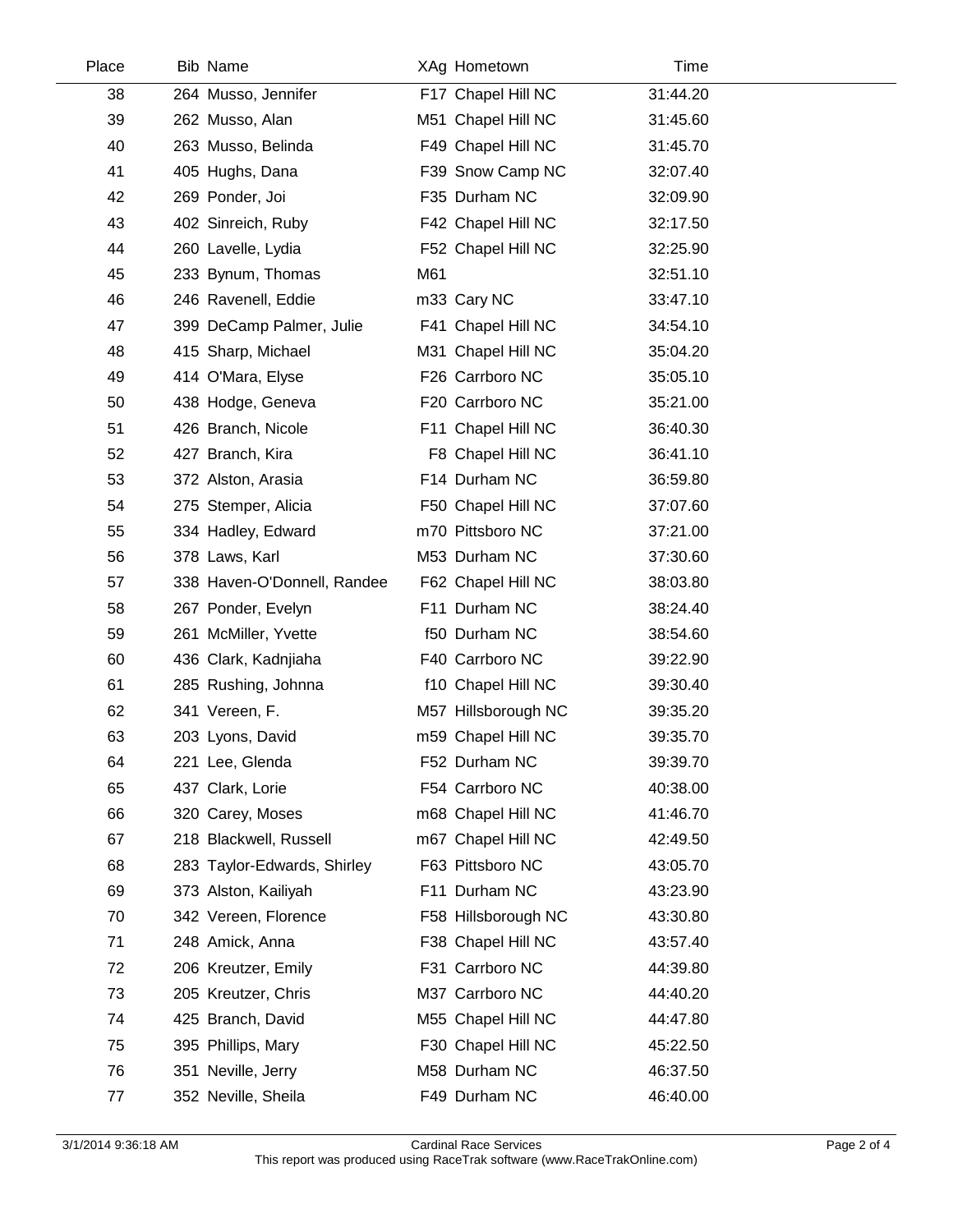| Place | Bib | Name | XAg | Hometown | Time |
|---|---|---|---|---|---|
| 38 | 264 | Musso, Jennifer | F17 | Chapel Hill NC | 31:44.20 |
| 39 | 262 | Musso, Alan | M51 | Chapel Hill NC | 31:45.60 |
| 40 | 263 | Musso, Belinda | F49 | Chapel Hill NC | 31:45.70 |
| 41 | 405 | Hughs, Dana | F39 | Snow Camp NC | 32:07.40 |
| 42 | 269 | Ponder, Joi | F35 | Durham NC | 32:09.90 |
| 43 | 402 | Sinreich, Ruby | F42 | Chapel Hill NC | 32:17.50 |
| 44 | 260 | Lavelle, Lydia | F52 | Chapel Hill NC | 32:25.90 |
| 45 | 233 | Bynum, Thomas | M61 | | 32:51.10 |
| 46 | 246 | Ravenell, Eddie | m33 | Cary NC | 33:47.10 |
| 47 | 399 | DeCamp Palmer, Julie | F41 | Chapel Hill NC | 34:54.10 |
| 48 | 415 | Sharp, Michael | M31 | Chapel Hill NC | 35:04.20 |
| 49 | 414 | O'Mara, Elyse | F26 | Carrboro NC | 35:05.10 |
| 50 | 438 | Hodge, Geneva | F20 | Carrboro NC | 35:21.00 |
| 51 | 426 | Branch, Nicole | F11 | Chapel Hill NC | 36:40.30 |
| 52 | 427 | Branch, Kira | F8 | Chapel Hill NC | 36:41.10 |
| 53 | 372 | Alston, Arasia | F14 | Durham NC | 36:59.80 |
| 54 | 275 | Stemper, Alicia | F50 | Chapel Hill NC | 37:07.60 |
| 55 | 334 | Hadley, Edward | m70 | Pittsboro NC | 37:21.00 |
| 56 | 378 | Laws, Karl | M53 | Durham NC | 37:30.60 |
| 57 | 338 | Haven-O'Donnell, Randee | F62 | Chapel Hill NC | 38:03.80 |
| 58 | 267 | Ponder, Evelyn | F11 | Durham NC | 38:24.40 |
| 59 | 261 | McMiller, Yvette | f50 | Durham NC | 38:54.60 |
| 60 | 436 | Clark, Kadnjiaha | F40 | Carrboro NC | 39:22.90 |
| 61 | 285 | Rushing, Johnna | f10 | Chapel Hill NC | 39:30.40 |
| 62 | 341 | Vereen, F. | M57 | Hillsborough NC | 39:35.20 |
| 63 | 203 | Lyons, David | m59 | Chapel Hill NC | 39:35.70 |
| 64 | 221 | Lee, Glenda | F52 | Durham NC | 39:39.70 |
| 65 | 437 | Clark, Lorie | F54 | Carrboro NC | 40:38.00 |
| 66 | 320 | Carey, Moses | m68 | Chapel Hill NC | 41:46.70 |
| 67 | 218 | Blackwell, Russell | m67 | Chapel Hill NC | 42:49.50 |
| 68 | 283 | Taylor-Edwards, Shirley | F63 | Pittsboro NC | 43:05.70 |
| 69 | 373 | Alston, Kailiyah | F11 | Durham NC | 43:23.90 |
| 70 | 342 | Vereen, Florence | F58 | Hillsborough NC | 43:30.80 |
| 71 | 248 | Amick, Anna | F38 | Chapel Hill NC | 43:57.40 |
| 72 | 206 | Kreutzer, Emily | F31 | Carrboro NC | 44:39.80 |
| 73 | 205 | Kreutzer, Chris | M37 | Carrboro NC | 44:40.20 |
| 74 | 425 | Branch, David | M55 | Chapel Hill NC | 44:47.80 |
| 75 | 395 | Phillips, Mary | F30 | Chapel Hill NC | 45:22.50 |
| 76 | 351 | Neville, Jerry | M58 | Durham NC | 46:37.50 |
| 77 | 352 | Neville, Sheila | F49 | Durham NC | 46:40.00 |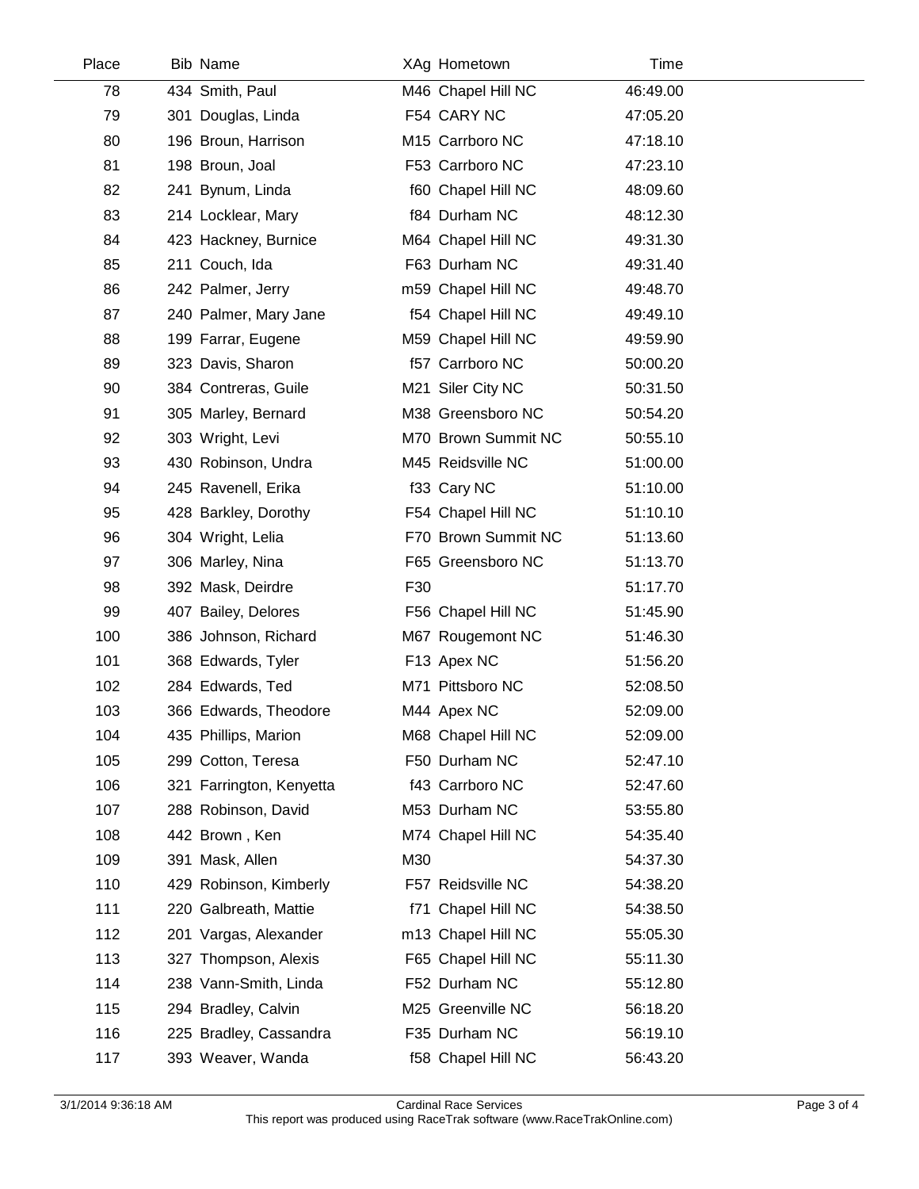| Place | Bib | Name | XAg | Hometown | Time |
|---|---|---|---|---|---|
| 78 | 434 | Smith, Paul | M46 | Chapel Hill NC | 46:49.00 |
| 79 | 301 | Douglas, Linda | F54 | CARY NC | 47:05.20 |
| 80 | 196 | Broun, Harrison | M15 | Carrboro NC | 47:18.10 |
| 81 | 198 | Broun, Joal | F53 | Carrboro NC | 47:23.10 |
| 82 | 241 | Bynum, Linda | f60 | Chapel Hill NC | 48:09.60 |
| 83 | 214 | Locklear, Mary | f84 | Durham NC | 48:12.30 |
| 84 | 423 | Hackney, Burnice | M64 | Chapel Hill NC | 49:31.30 |
| 85 | 211 | Couch, Ida | F63 | Durham NC | 49:31.40 |
| 86 | 242 | Palmer, Jerry | m59 | Chapel Hill NC | 49:48.70 |
| 87 | 240 | Palmer, Mary Jane | f54 | Chapel Hill NC | 49:49.10 |
| 88 | 199 | Farrar, Eugene | M59 | Chapel Hill NC | 49:59.90 |
| 89 | 323 | Davis, Sharon | f57 | Carrboro NC | 50:00.20 |
| 90 | 384 | Contreras, Guile | M21 | Siler City NC | 50:31.50 |
| 91 | 305 | Marley, Bernard | M38 | Greensboro NC | 50:54.20 |
| 92 | 303 | Wright, Levi | M70 | Brown Summit NC | 50:55.10 |
| 93 | 430 | Robinson, Undra | M45 | Reidsville NC | 51:00.00 |
| 94 | 245 | Ravenell, Erika | f33 | Cary NC | 51:10.00 |
| 95 | 428 | Barkley, Dorothy | F54 | Chapel Hill NC | 51:10.10 |
| 96 | 304 | Wright, Lelia | F70 | Brown Summit NC | 51:13.60 |
| 97 | 306 | Marley, Nina | F65 | Greensboro NC | 51:13.70 |
| 98 | 392 | Mask, Deirdre | F30 | | 51:17.70 |
| 99 | 407 | Bailey, Delores | F56 | Chapel Hill NC | 51:45.90 |
| 100 | 386 | Johnson, Richard | M67 | Rougemont NC | 51:46.30 |
| 101 | 368 | Edwards, Tyler | F13 | Apex NC | 51:56.20 |
| 102 | 284 | Edwards, Ted | M71 | Pittsboro NC | 52:08.50 |
| 103 | 366 | Edwards, Theodore | M44 | Apex NC | 52:09.00 |
| 104 | 435 | Phillips, Marion | M68 | Chapel Hill NC | 52:09.00 |
| 105 | 299 | Cotton, Teresa | F50 | Durham NC | 52:47.10 |
| 106 | 321 | Farrington, Kenyetta | f43 | Carrboro NC | 52:47.60 |
| 107 | 288 | Robinson, David | M53 | Durham NC | 53:55.80 |
| 108 | 442 | Brown , Ken | M74 | Chapel Hill NC | 54:35.40 |
| 109 | 391 | Mask, Allen | M30 | | 54:37.30 |
| 110 | 429 | Robinson, Kimberly | F57 | Reidsville NC | 54:38.20 |
| 111 | 220 | Galbreath, Mattie | f71 | Chapel Hill NC | 54:38.50 |
| 112 | 201 | Vargas, Alexander | m13 | Chapel Hill NC | 55:05.30 |
| 113 | 327 | Thompson, Alexis | F65 | Chapel Hill NC | 55:11.30 |
| 114 | 238 | Vann-Smith, Linda | F52 | Durham NC | 55:12.80 |
| 115 | 294 | Bradley, Calvin | M25 | Greenville NC | 56:18.20 |
| 116 | 225 | Bradley, Cassandra | F35 | Durham NC | 56:19.10 |
| 117 | 393 | Weaver, Wanda | f58 | Chapel Hill NC | 56:43.20 |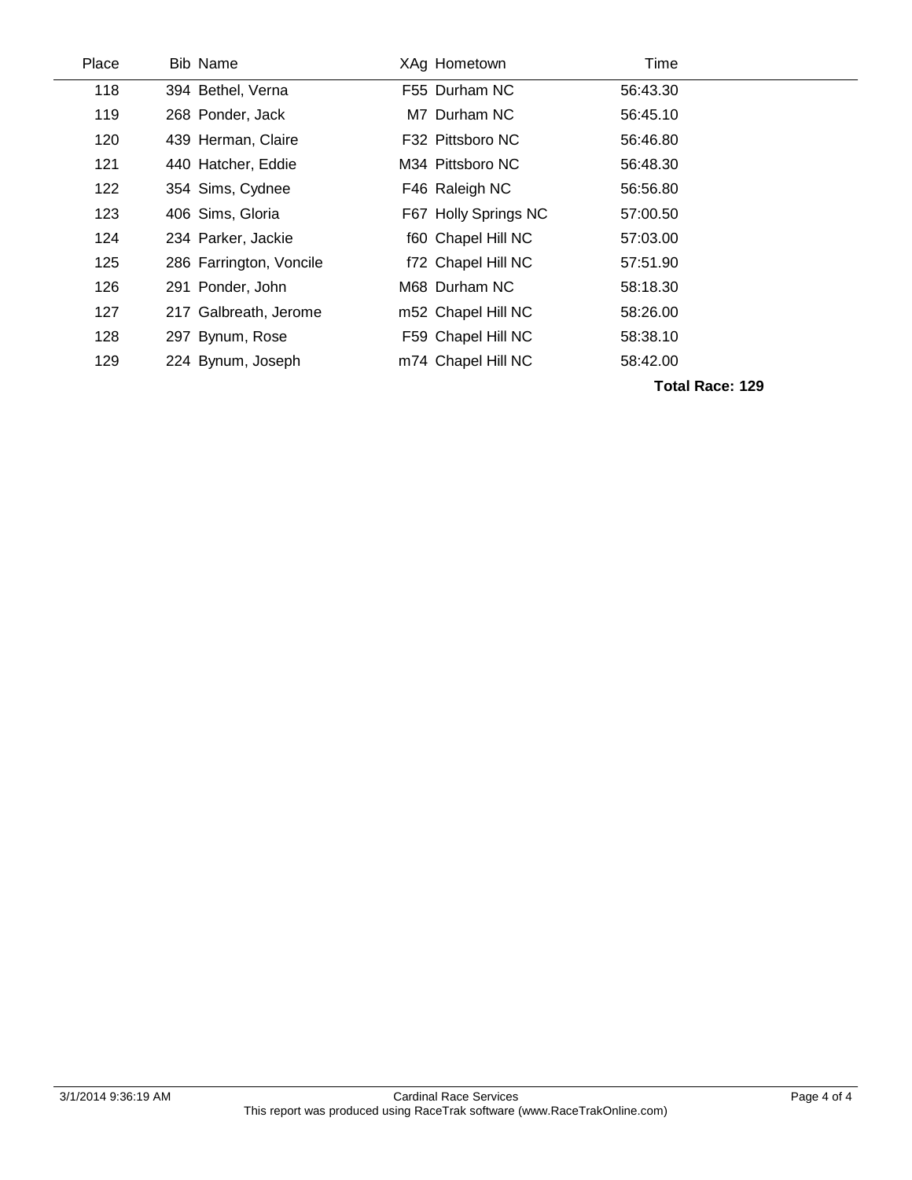| Place | Bib | Name | XAg | Hometown | Time |
|---|---|---|---|---|---|
| 118 | 394 | Bethel, Verna | F55 | Durham NC | 56:43.30 |
| 119 | 268 | Ponder, Jack | M7 | Durham NC | 56:45.10 |
| 120 | 439 | Herman, Claire | F32 | Pittsboro NC | 56:46.80 |
| 121 | 440 | Hatcher, Eddie | M34 | Pittsboro NC | 56:48.30 |
| 122 | 354 | Sims, Cydnee | F46 | Raleigh NC | 56:56.80 |
| 123 | 406 | Sims, Gloria | F67 | Holly Springs NC | 57:00.50 |
| 124 | 234 | Parker, Jackie | f60 | Chapel Hill NC | 57:03.00 |
| 125 | 286 | Farrington, Voncile | f72 | Chapel Hill NC | 57:51.90 |
| 126 | 291 | Ponder, John | M68 | Durham NC | 58:18.30 |
| 127 | 217 | Galbreath, Jerome | m52 | Chapel Hill NC | 58:26.00 |
| 128 | 297 | Bynum, Rose | F59 | Chapel Hill NC | 58:38.10 |
| 129 | 224 | Bynum, Joseph | m74 | Chapel Hill NC | 58:42.00 |

**Total Race: 129**

3/1/2014 9:36:19 AM

Cardinal Race Services
This report was produced using RaceTrak software (www.RaceTrakOnline.com)